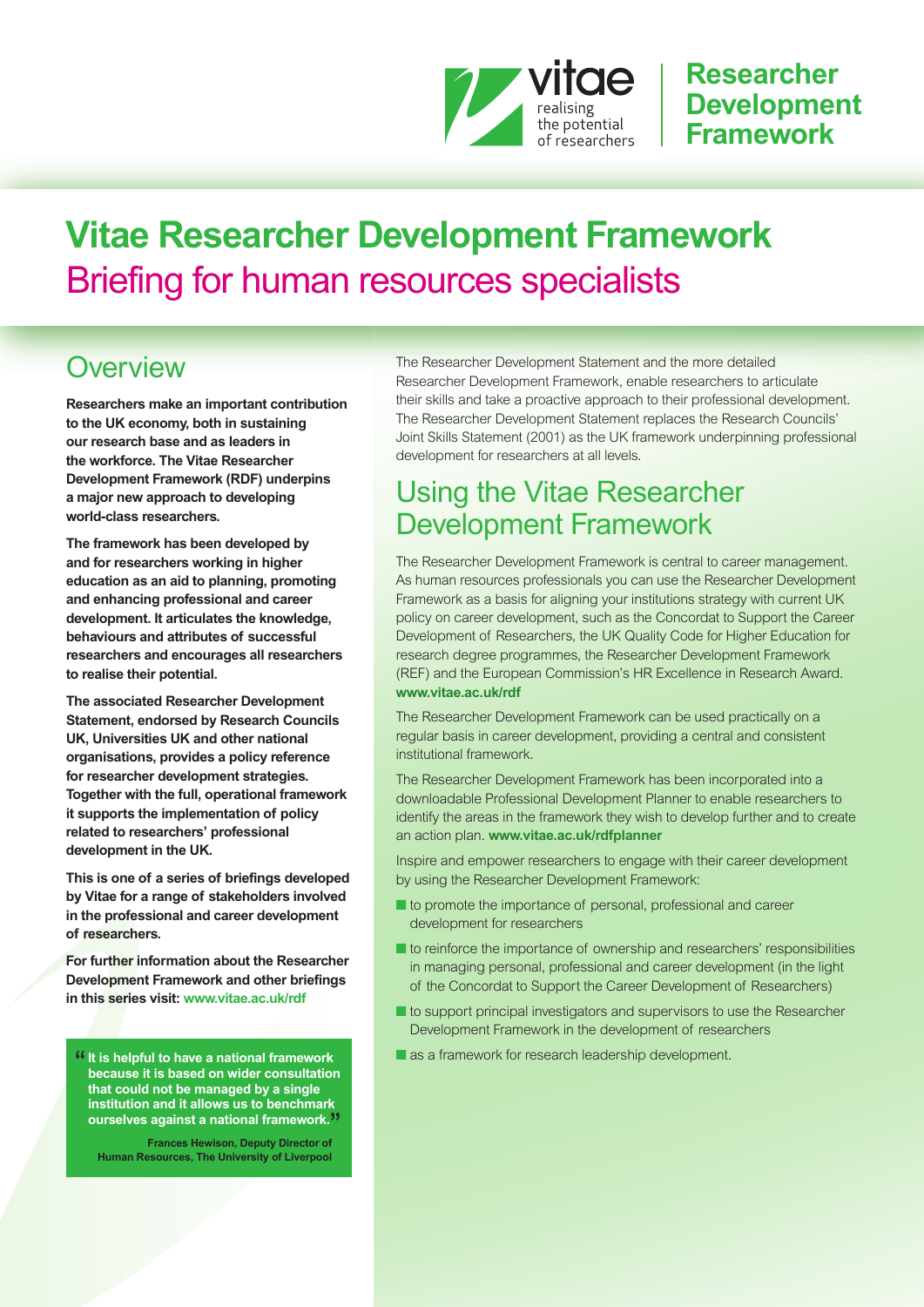# Vitae Researcher Development Framework

## Briefing for human resources specialists

## Overview

**Researchers make an important contribution to the UK economy, both in sustaining our research base and as leaders in the workforce. The Vitae Researcher Development Framework (RDF) underpins a major new approach to developing world-class researchers.**

**The framework has been developed by and for researchers working in higher education as an aid to planning, promoting and enhancing professional and career development. It articulates the knowledge, behaviours and attributes of successful researchers and encourages all researchers to realise their potential.**

**The associated Researcher Development Statement, endorsed by Research Councils UK, Universities UK and other national organisations, provides a policy reference for researcher development strategies. Together with the full, operational framework it supports the implementation of policy related to researchers' professional development in the UK.**

**This is one of a series of briefings developed by Vitae for a range of stakeholders involved in the professional and career development of researchers.**

**For further information about the Researcher Development Framework and other briefings in this series visit: www.vitae.ac.uk/rdf**

> **"It is helpful to have a national framework because it is based on wider consultation that could not be managed by a single institution and it allows us to benchmark ourselves against a national framework."**
>
> **Frances Hewison, Deputy Director of Human Resources, The University of Liverpool**

The Researcher Development Statement and the more detailed Researcher Development Framework, enable researchers to articulate their skills and take a proactive approach to their professional development. The Researcher Development Statement replaces the Research Councils' Joint Skills Statement (2001) as the UK framework underpinning professional development for researchers at all levels.

## Using the Vitae Researcher Development Framework

The Researcher Development Framework is central to career management. As human resources professionals you can use the Researcher Development Framework as a basis for aligning your institutions strategy with current UK policy on career development, such as the Concordat to Support the Career Development of Researchers, the UK Quality Code for Higher Education for research degree programmes, the Researcher Development Framework (REF) and the European Commission's HR Excellence in Research Award. **www.vitae.ac.uk/rdf**

The Researcher Development Framework can be used practically on a regular basis in career development, providing a central and consistent institutional framework.

The Researcher Development Framework has been incorporated into a downloadable Professional Development Planner to enable researchers to identify the areas in the framework they wish to develop further and to create an action plan. **www.vitae.ac.uk/rdfplanner**

Inspire and empower researchers to engage with their career development by using the Researcher Development Framework:

- to promote the importance of personal, professional and career development for researchers
- to reinforce the importance of ownership and researchers' responsibilities in managing personal, professional and career development (in the light of the Concordat to Support the Career Development of Researchers)
- to support principal investigators and supervisors to use the Researcher Development Framework in the development of researchers
- as a framework for research leadership development.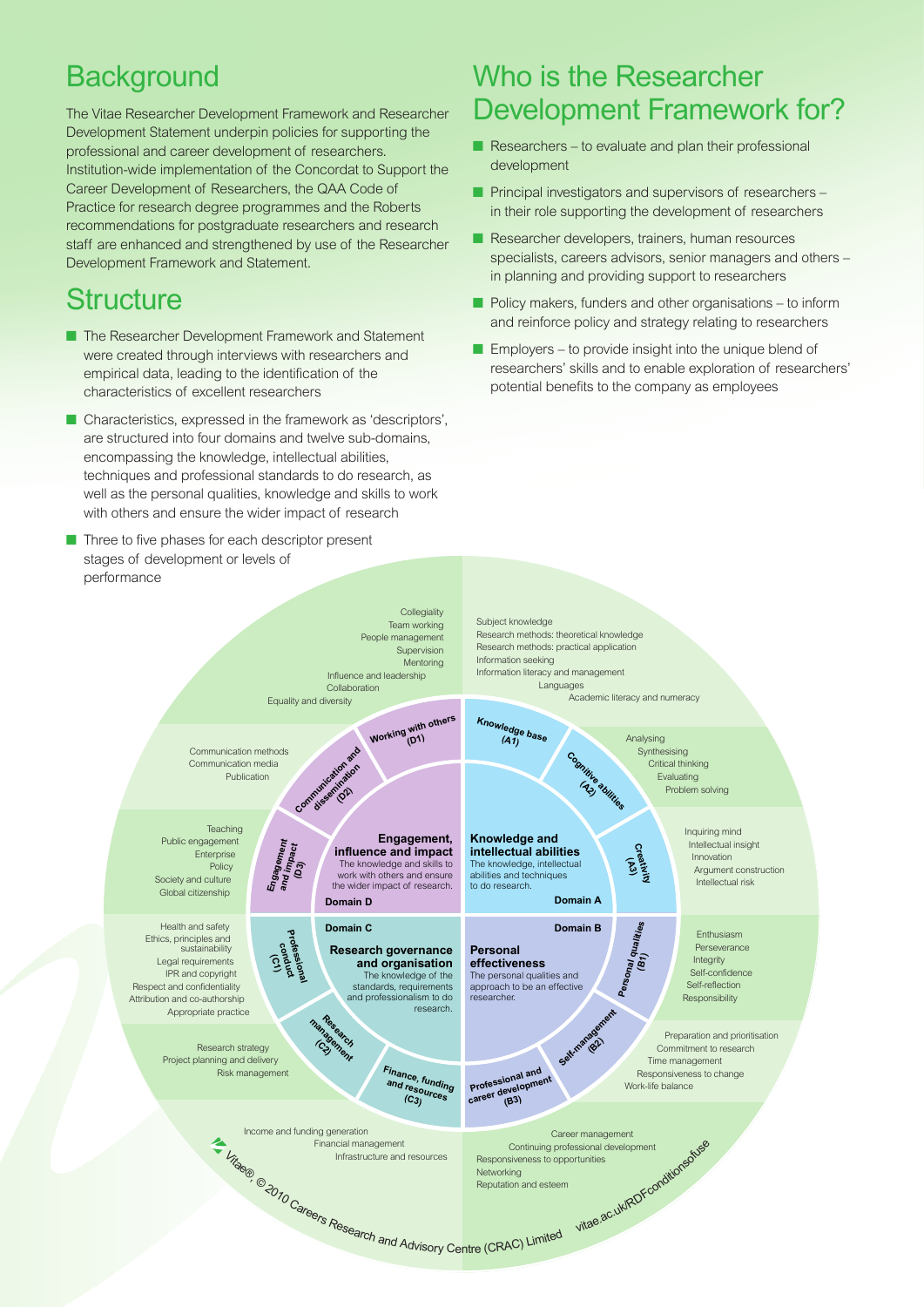## Background

The Vitae Researcher Development Framework and Researcher Development Statement underpin policies for supporting the professional and career development of researchers. Institution-wide implementation of the Concordat to Support the Career Development of Researchers, the QAA Code of Practice for research degree programmes and the Roberts recommendations for postgraduate researchers and research staff are enhanced and strengthened by use of the Researcher Development Framework and Statement.

## Structure

- The Researcher Development Framework and Statement were created through interviews with researchers and empirical data, leading to the identification of the characteristics of excellent researchers
- Characteristics, expressed in the framework as 'descriptors', are structured into four domains and twelve sub-domains, encompassing the knowledge, intellectual abilities, techniques and professional standards to do research, as well as the personal qualities, knowledge and skills to work with others and ensure the wider impact of research
- Three to five phases for each descriptor present stages of development or levels of performance

## Who is the Researcher Development Framework for?

- Researchers – to evaluate and plan their professional development
- Principal investigators and supervisors of researchers – in their role supporting the development of researchers
- Researcher developers, trainers, human resources specialists, careers advisors, senior managers and others – in planning and providing support to researchers
- Policy makers, funders and other organisations – to inform and reinforce policy and strategy relating to researchers
- Employers – to provide insight into the unique blend of researchers' skills and to enable exploration of researchers' potential benefits to the company as employees

**Domain A – Knowledge and intellectual abilities**
The knowledge, intellectual abilities and techniques to do research.

- Knowledge base (A1): Subject knowledge; Research methods: theoretical knowledge; Research methods: practical application; Information seeking; Information literacy and management; Languages; Academic literacy and numeracy
- Cognitive abilities (A2): Analysing; Synthesising; Critical thinking; Evaluating; Problem solving
- Creativity (A3): Inquiring mind; Intellectual insight; Innovation; Argument construction; Intellectual risk

**Domain B – Personal effectiveness**
The personal qualities and approach to be an effective researcher.

- Personal qualities (B1): Enthusiasm; Perseverance; Integrity; Self-confidence; Self-reflection; Responsibility
- Self-management (B2): Preparation and prioritisation; Commitment to research; Time management; Responsiveness to change; Work-life balance
- Professional and career development (B3): Career management; Continuing professional development; Responsiveness to opportunities; Networking; Reputation and esteem

**Domain C – Research governance and organisation**
The knowledge of the standards, requirements and professionalism to do research.

- Professional conduct (C1): Health and safety; Ethics, principles and sustainability; Legal requirements; IPR and copyright; Respect and confidentiality; Attribution and co-authorship; Appropriate practice
- Research management (C2): Research strategy; Project planning and delivery; Risk management
- Finance, funding and resources (C3): Income and funding generation; Financial management; Infrastructure and resources

**Domain D – Engagement, influence and impact**
The knowledge and skills to work with others and ensure the wider impact of research.

- Working with others (D1): Collegiality; Team working; People management; Supervision; Mentoring; Influence and leadership; Collaboration; Equality and diversity
- Communication and dissemination (D2): Communication methods; Communication media; Publication
- Engagement and impact (D3): Teaching; Public engagement; Enterprise; Policy; Society and culture; Global citizenship

Vitae®, © 2010 Careers Research and Advisory Centre (CRAC) Limited vitae.ac.uk/RDFconditionsofuse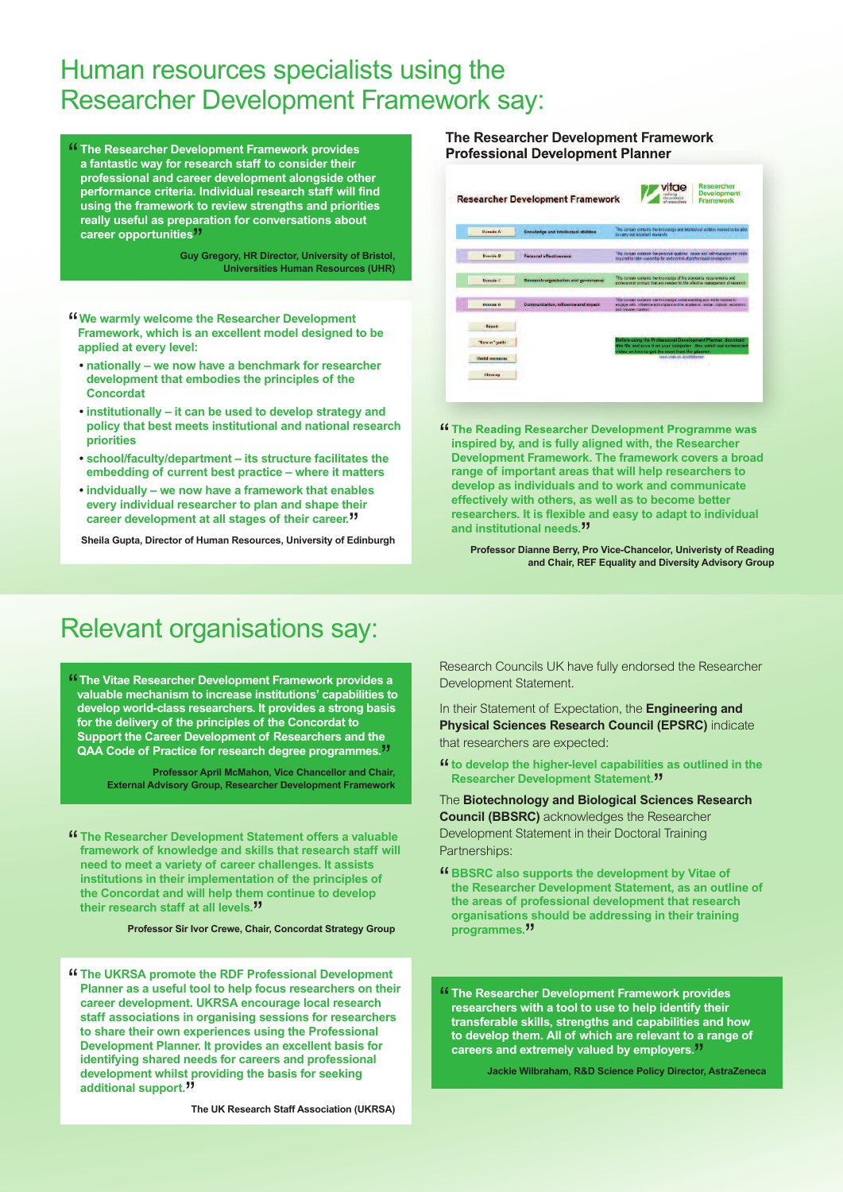# Human resources specialists using the Researcher Development Framework say:

"The Researcher Development Framework provides a fantastic way for research staff to consider their professional and career development alongside other performance criteria. Individual research staff will find using the framework to review strengths and priorities really useful as preparation for conversations about career opportunities"

Guy Gregory, HR Director, University of Bristol, Universities Human Resources (UHR)

"We warmly welcome the Researcher Development Framework, which is an excellent model designed to be applied at every level:

- nationally – we now have a benchmark for researcher development that embodies the principles of the Concordat
- institutionally – it can be used to develop strategy and policy that best meets institutional and national research priorities
- school/faculty/department – its structure facilitates the embedding of current best practice – where it matters
- individually – we now have a framework that enables every individual researcher to plan and shape their career development at all stages of their career."

Sheila Gupta, Director of Human Resources, University of Edinburgh

**The Researcher Development Framework Professional Development Planner**

"The Reading Researcher Development Programme was inspired by, and is fully aligned with, the Researcher Development Framework. The framework covers a broad range of important areas that will help researchers to develop as individuals and to work and communicate effectively with others, as well as to become better researchers. It is flexible and easy to adapt to individual and institutional needs."

Professor Dianne Berry, Pro Vice-Chancelor, Univeristy of Reading and Chair, REF Equality and Diversity Advisory Group

# Relevant organisations say:

"The Vitae Researcher Development Framework provides a valuable mechanism to increase institutions' capabilities to develop world-class researchers. It provides a strong basis for the delivery of the principles of the Concordat to Support the Career Development of Researchers and the QAA Code of Practice for research degree programmes."

Professor April McMahon, Vice Chancellor and Chair, External Advisory Group, Researcher Development Framework

"The Researcher Development Statement offers a valuable framework of knowledge and skills that research staff will need to meet a variety of career challenges. It assists institutions in their implementation of the principles of the Concordat and will help them continue to develop their research staff at all levels."

Professor Sir Ivor Crewe, Chair, Concordat Strategy Group

"The UKRSA promote the RDF Professional Development Planner as a useful tool to help focus researchers on their career development. UKRSA encourage local research staff associations in organising sessions for researchers to share their own experiences using the Professional Development Planner. It provides an excellent basis for identifying shared needs for careers and professional development whilst providing the basis for seeking additional support."

The UK Research Staff Association (UKRSA)

Research Councils UK have fully endorsed the Researcher Development Statement.

In their Statement of Expectation, the **Engineering and Physical Sciences Research Council (EPSRC)** indicate that researchers are expected:

"to develop the higher-level capabilities as outlined in the Researcher Development Statement."

The **Biotechnology and Biological Sciences Research Council (BBSRC)** acknowledges the Researcher Development Statement in their Doctoral Training Partnerships:

"BBSRC also supports the development by Vitae of the Researcher Development Statement, as an outline of the areas of professional development that research organisations should be addressing in their training programmes."

"The Researcher Development Framework provides researchers with a tool to use to help identify their transferable skills, strengths and capabilities and how to develop them. All of which are relevant to a range of careers and extremely valued by employers."

Jackie Wilbraham, R&D Science Policy Director, AstraZeneca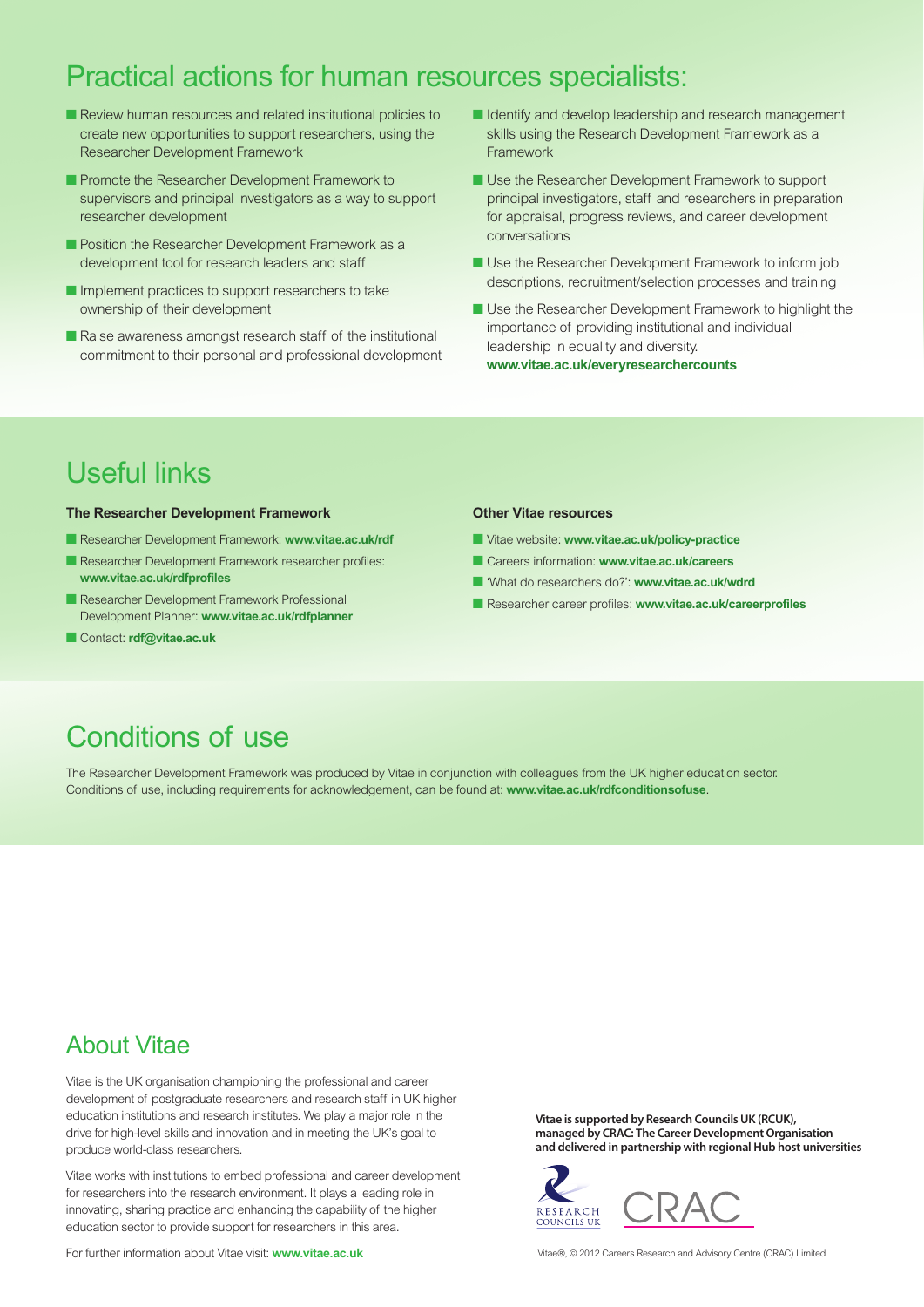## Practical actions for human resources specialists:

- Review human resources and related institutional policies to create new opportunities to support researchers, using the Researcher Development Framework
- Promote the Researcher Development Framework to supervisors and principal investigators as a way to support researcher development
- Position the Researcher Development Framework as a development tool for research leaders and staff
- Implement practices to support researchers to take ownership of their development
- Raise awareness amongst research staff of the institutional commitment to their personal and professional development
- Identify and develop leadership and research management skills using the Research Development Framework as a Framework
- Use the Researcher Development Framework to support principal investigators, staff and researchers in preparation for appraisal, progress reviews, and career development conversations
- Use the Researcher Development Framework to inform job descriptions, recruitment/selection processes and training
- Use the Researcher Development Framework to highlight the importance of providing institutional and individual leadership in equality and diversity. **www.vitae.ac.uk/everyresearchercounts**

## Useful links

**The Researcher Development Framework**

- Researcher Development Framework: **www.vitae.ac.uk/rdf**
- Researcher Development Framework researcher profiles: **www.vitae.ac.uk/rdfprofiles**
- Researcher Development Framework Professional Development Planner: **www.vitae.ac.uk/rdfplanner**
- Contact: **rdf@vitae.ac.uk**

**Other Vitae resources**

- Vitae website: **www.vitae.ac.uk/policy-practice**
- Careers information: **www.vitae.ac.uk/careers**
- 'What do researchers do?': **www.vitae.ac.uk/wdrd**
- Researcher career profiles: **www.vitae.ac.uk/careerprofiles**

## Conditions of use

The Researcher Development Framework was produced by Vitae in conjunction with colleagues from the UK higher education sector. Conditions of use, including requirements for acknowledgement, can be found at: **www.vitae.ac.uk/rdfconditionsofuse**.

## About Vitae

Vitae is the UK organisation championing the professional and career development of postgraduate researchers and research staff in UK higher education institutions and research institutes. We play a major role in the drive for high-level skills and innovation and in meeting the UK's goal to produce world-class researchers.

Vitae works with institutions to embed professional and career development for researchers into the research environment. It plays a leading role in innovating, sharing practice and enhancing the capability of the higher education sector to provide support for researchers in this area.

For further information about Vitae visit: **www.vitae.ac.uk**

**Vitae is supported by Research Councils UK (RCUK), managed by CRAC: The Career Development Organisation and delivered in partnership with regional Hub host universities**

RESEARCH COUNCILS UK

CRAC

Vitae®, © 2012 Careers Research and Advisory Centre (CRAC) Limited